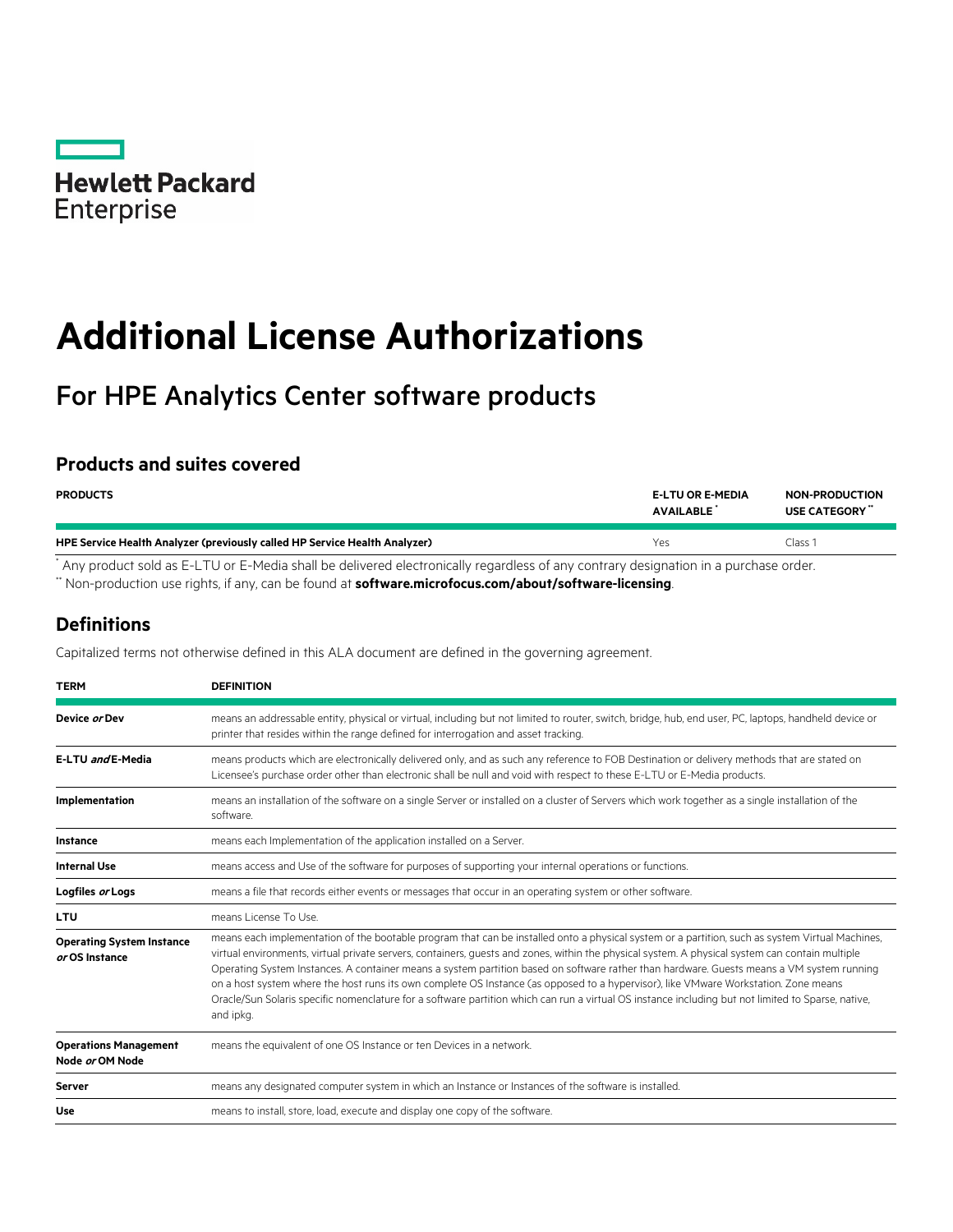Hewlett Packard Enterprise

# Additional License Authorizations

## For HPE Analytics Center software products

### Products and suites covered

| PRODUCTS | E-LTU OR E-MEDIA AVAILABLE * | NON-PRODUCTION USE CATEGORY ** |
|---|---|---|
| HPE Service Health Analyzer (previously called HP Service Health Analyzer) | Yes | Class 1 |

* Any product sold as E-LTU or E-Media shall be delivered electronically regardless of any contrary designation in a purchase order.

** Non-production use rights, if any, can be found at **software.microfocus.com/about/software-licensing**.

### Definitions

Capitalized terms not otherwise defined in this ALA document are defined in the governing agreement.

| TERM | DEFINITION |
|---|---|
| **Device *or* Dev** | means an addressable entity, physical or virtual, including but not limited to router, switch, bridge, hub, end user, PC, laptops, handheld device or printer that resides within the range defined for interrogation and asset tracking. |
| **E-LTU *and* E-Media** | means products which are electronically delivered only, and as such any reference to FOB Destination or delivery methods that are stated on Licensee's purchase order other than electronic shall be null and void with respect to these E-LTU or E-Media products. |
| **Implementation** | means an installation of the software on a single Server or installed on a cluster of Servers which work together as a single installation of the software. |
| **Instance** | means each Implementation of the application installed on a Server. |
| **Internal Use** | means access and Use of the software for purposes of supporting your internal operations or functions. |
| **Logfiles *or* Logs** | means a file that records either events or messages that occur in an operating system or other software. |
| **LTU** | means License To Use. |
| **Operating System Instance *or* OS Instance** | means each implementation of the bootable program that can be installed onto a physical system or a partition, such as system Virtual Machines, virtual environments, virtual private servers, containers, guests and zones, within the physical system. A physical system can contain multiple Operating System Instances. A container means a system partition based on software rather than hardware. Guests means a VM system running on a host system where the host runs its own complete OS Instance (as opposed to a hypervisor), like VMware Workstation. Zone means Oracle/Sun Solaris specific nomenclature for a software partition which can run a virtual OS instance including but not limited to Sparse, native, and ipkg. |
| **Operations Management Node *or* OM Node** | means the equivalent of one OS Instance or ten Devices in a network. |
| **Server** | means any designated computer system in which an Instance or Instances of the software is installed. |
| **Use** | means to install, store, load, execute and display one copy of the software. |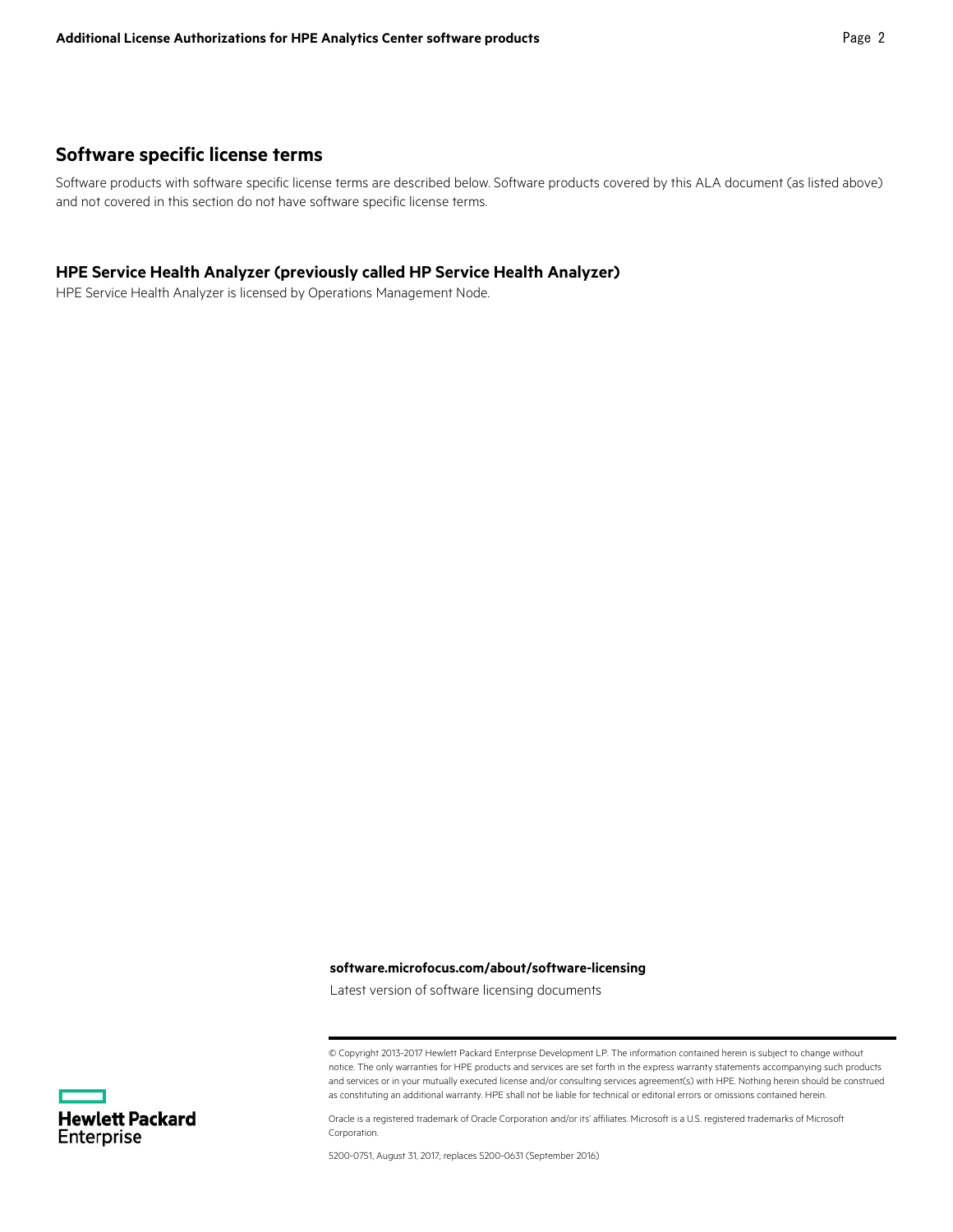## Software specific license terms

Software products with software specific license terms are described below. Software products covered by this ALA document (as listed above) and not covered in this section do not have software specific license terms.

### HPE Service Health Analyzer (previously called HP Service Health Analyzer)

HPE Service Health Analyzer is licensed by Operations Management Node.

**software.microfocus.com/about/software-licensing**

Latest version of software licensing documents

© Copyright 2013-2017 Hewlett Packard Enterprise Development LP. The information contained herein is subject to change without notice. The only warranties for HPE products and services are set forth in the express warranty statements accompanying such products and services or in your mutually executed license and/or consulting services agreement(s) with HPE. Nothing herein should be construed as constituting an additional warranty. HPE shall not be liable for technical or editorial errors or omissions contained herein.

Oracle is a registered trademark of Oracle Corporation and/or its' affiliates. Microsoft is a U.S. registered trademarks of Microsoft Corporation.

5200-0751, August 31, 2017; replaces 5200-0631 (September 2016)